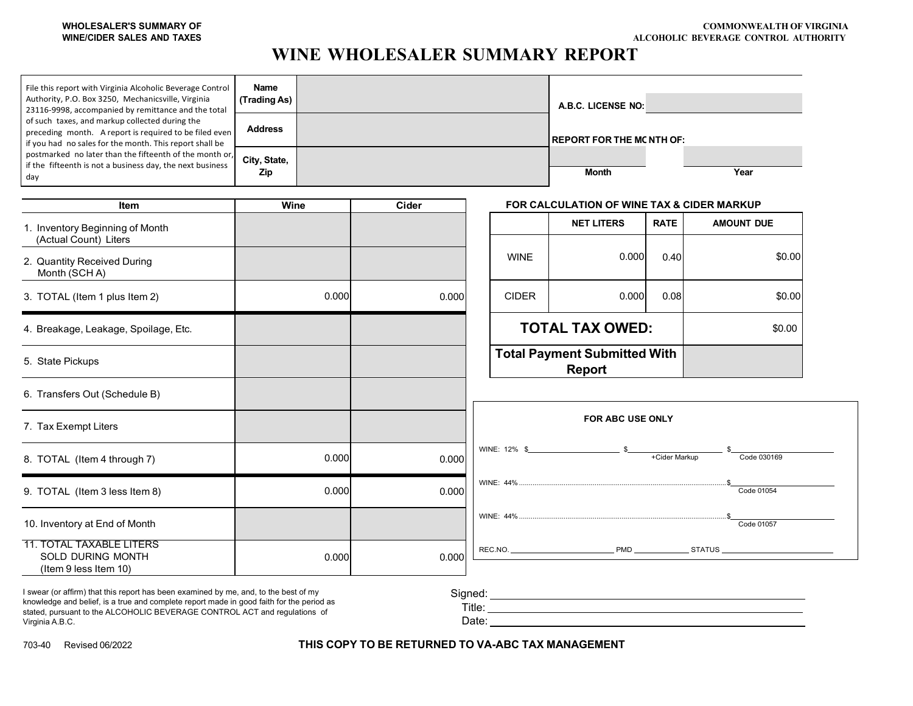WHOLESALER'S SUMMARY OF
WINE/CIDER SALES AND TAXES

COMMONWEALTH OF VIRGINIA
ALCOHOLIC BEVERAGE CONTROL AUTHORITY

# WINE WHOLESALER SUMMARY REPORT

File this report with Virginia Alcoholic Beverage Control Authority, P.O. Box 3250, Mechanicsville, Virginia 23116-9998, accompanied by remittance and the total of such taxes, and markup collected during the preceding month. A report is required to be filed even if you had no sales for the month. This report shall be postmarked no later than the fifteenth of the month or, if the fifteenth is not a business day, the next business day

| | |
|---|---|
| **Name (Trading As)** | |
| **Address** | |
| **City, State, Zip** | |

**A.B.C. LICENSE NO:**

**REPORT FOR THE MONTH OF:**

| Month | Year |
|---|---|
| | |

| Item | Wine | Cider |
|---|---|---|
| 1. Inventory Beginning of Month (Actual Count) Liters | | |
| 2. Quantity Received During Month (SCH A) | | |
| 3. TOTAL (Item 1 plus Item 2) | 0.000 | 0.000 |
| 4. Breakage, Leakage, Spoilage, Etc. | | |
| 5. State Pickups | | |
| 6. Transfers Out (Schedule B) | | |
| 7. Tax Exempt Liters | | |
| 8. TOTAL (Item 4 through 7) | 0.000 | 0.000 |
| 9. TOTAL (Item 3 less Item 8) | 0.000 | 0.000 |
| 10. Inventory at End of Month | | |
| 11. TOTAL TAXABLE LITERS SOLD DURING MONTH (Item 9 less Item 10) | 0.000 | 0.000 |

**FOR CALCULATION OF WINE TAX & CIDER MARKUP**

| | NET LITERS | RATE | AMOUNT DUE |
|---|---|---|---|
| WINE | 0.000 | 0.40 | $0.00 |
| CIDER | 0.000 | 0.08 | $0.00 |
| **TOTAL TAX OWED:** | | | $0.00 |
| **Total Payment Submitted With Report** | | | |

**FOR ABC USE ONLY**

WINE: 12% $__________ $__________ +Cider Markup $__________ Code 030169

WINE: 44% .......... $__________ Code 01054

WINE: 44% .......... $__________ Code 01057

REC.NO. __________ PMD __________ STATUS __________

I swear (or affirm) that this report has been examined by me, and, to the best of my knowledge and belief, is a true and complete report made in good faith for the period as stated, pursuant to the ALCOHOLIC BEVERAGE CONTROL ACT and regulations of Virginia A.B.C.

Signed: ____________________

Title: ____________________

Date: ____________________

703-40 Revised 06/2022

**THIS COPY TO BE RETURNED TO VA-ABC TAX MANAGEMENT**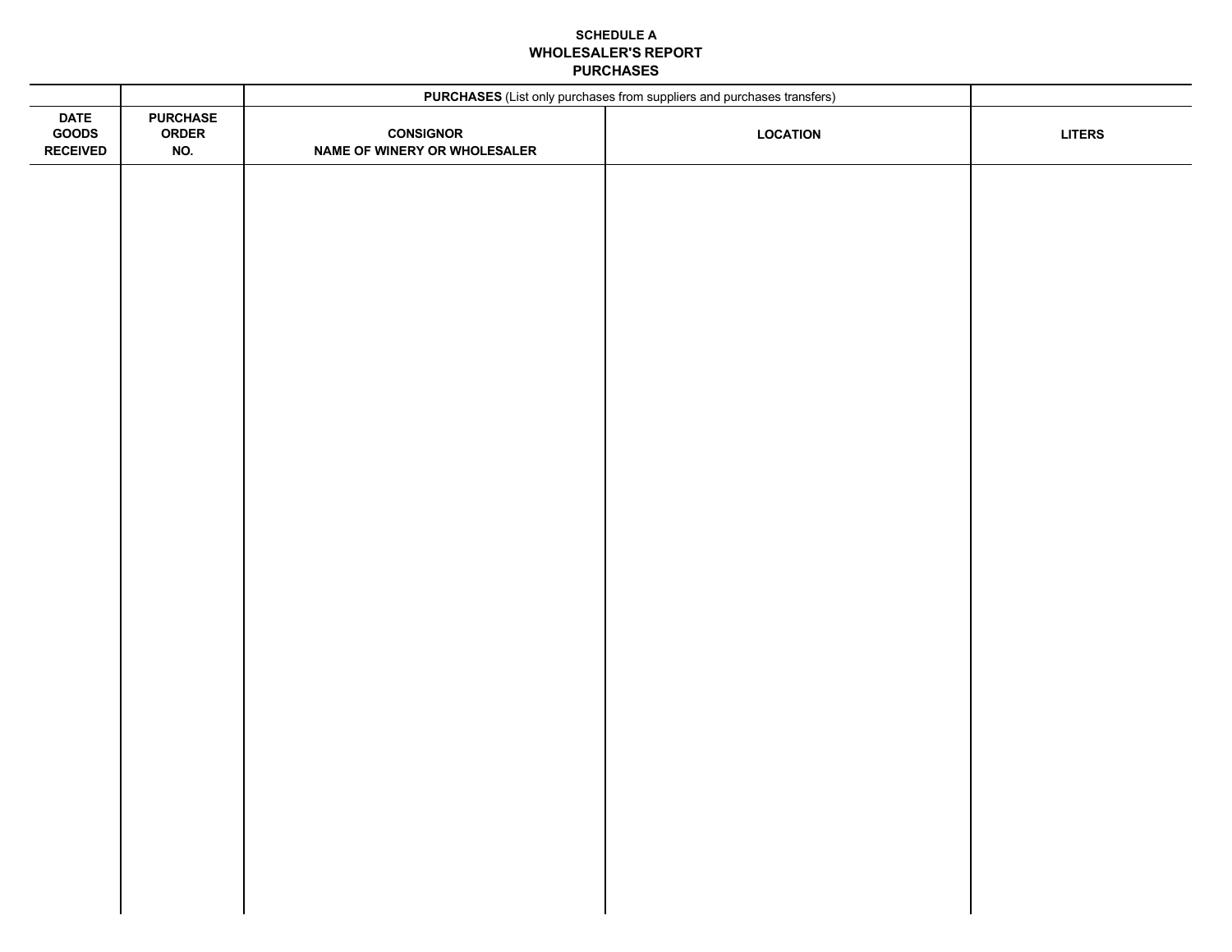### SCHEDULE A
## WHOLESALER'S REPORT
## PURCHASES

| | | **PURCHASES** (List only purchases from suppliers and purchases transfers) | | |
|---|---|---|---|---|
| **DATE GOODS RECEIVED** | **PURCHASE ORDER NO.** | **CONSIGNOR NAME OF WINERY OR WHOLESALER** | **LOCATION** | **LITERS** |
| | | | | |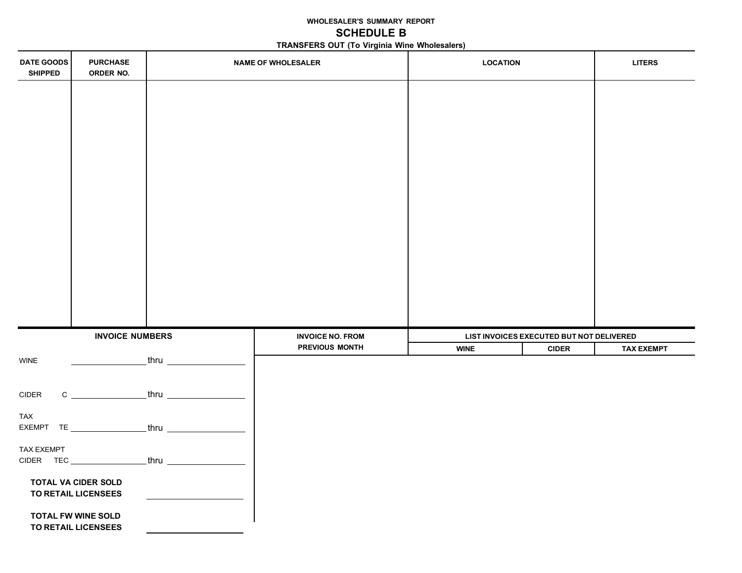WHOLESALER'S SUMMARY REPORT

# SCHEDULE B

**TRANSFERS OUT (To Virginia Wine Wholesalers)**

| DATE GOODS SHIPPED | PURCHASE ORDER NO. | NAME OF WHOLESALER | LOCATION | LITERS |
|---|---|---|---|---|
| | | | | |

**INVOICE NUMBERS**

WINE ________________ thru ________________

CIDER C ________________ thru ________________

TAX EXEMPT TE ________________ thru ________________

TAX EXEMPT CIDER TEC ________________ thru ________________

**TOTAL VA CIDER SOLD TO RETAIL LICENSEES** ________________

**TOTAL FW WINE SOLD TO RETAIL LICENSEES** ________________

| INVOICE NO. FROM PREVIOUS MONTH | LIST INVOICES EXECUTED BUT NOT DELIVERED | | |
|---|---|---|---|
| | WINE | CIDER | TAX EXEMPT |
| | | | |